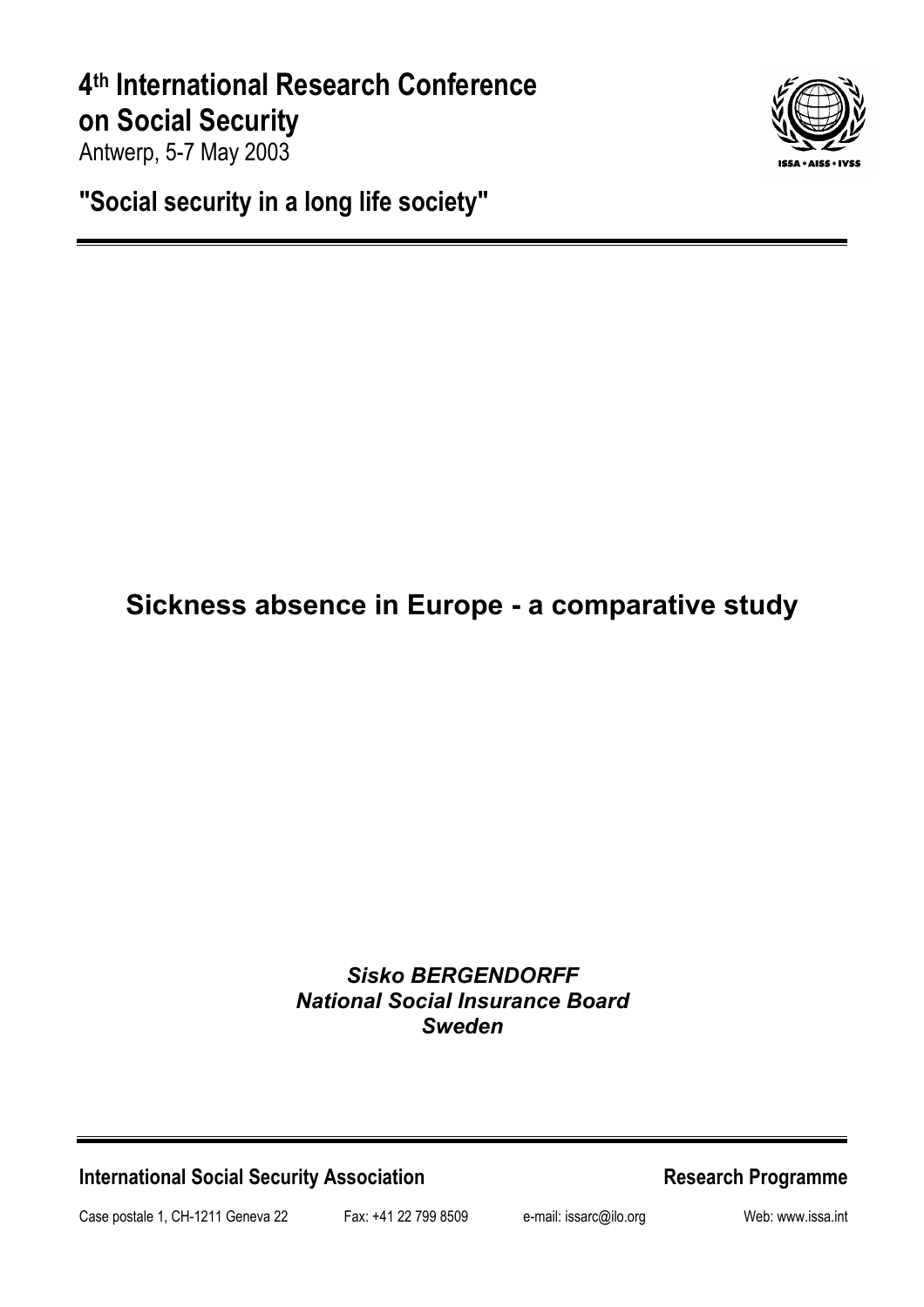# 4th International Research Conference on Social Security

Antwerp, 5-7 May 2003

**"Social security in a long life society"**

## Sickness absence in Europe - a comparative study

***Sisko BERGENDORFF***
***National Social Insurance Board***
***Sweden***

**International Social Security Association** **Research Programme**

Case postale 1, CH-1211 Geneva 22 Fax: +41 22 799 8509 e-mail: issarc@ilo.org Web: www.issa.int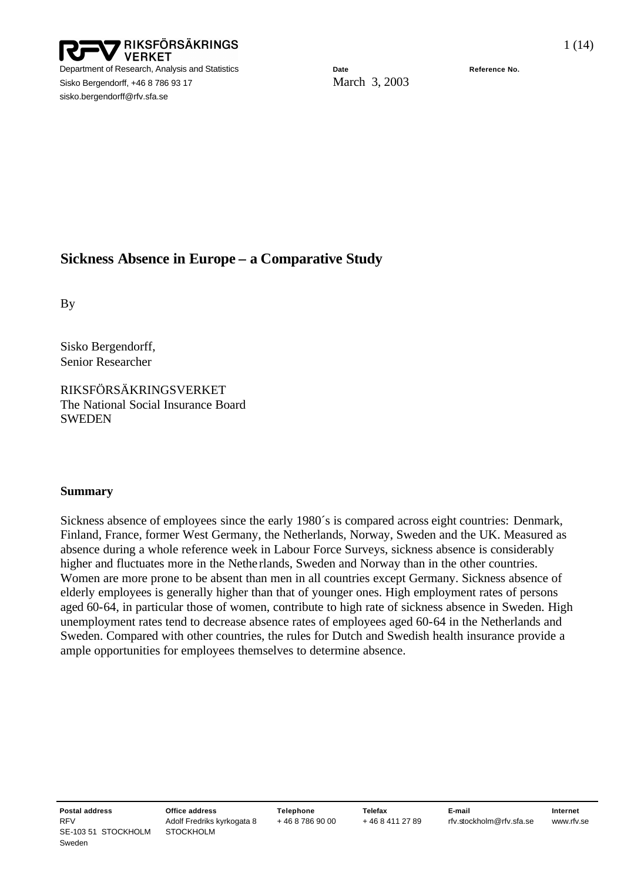RIKSFÖRSÄKRINGSVERKET

Department of Research, Analysis and Statistics
Sisko Bergendorff, +46 8 786 93 17
sisko.bergendorff@rfv.sfa.se

Date
March 3, 2003

Reference No.

# Sickness Absence in Europe – a Comparative Study

By

Sisko Bergendorff,
Senior Researcher

RIKSFÖRSÄKRINGSVERKET
The National Social Insurance Board
SWEDEN

**Summary**

Sickness absence of employees since the early 1980´s is compared across eight countries: Denmark, Finland, France, former West Germany, the Netherlands, Norway, Sweden and the UK. Measured as absence during a whole reference week in Labour Force Surveys, sickness absence is considerably higher and fluctuates more in the Netherlands, Sweden and Norway than in the other countries. Women are more prone to be absent than men in all countries except Germany. Sickness absence of elderly employees is generally higher than that of younger ones. High employment rates of persons aged 60-64, in particular those of women, contribute to high rate of sickness absence in Sweden. High unemployment rates tend to decrease absence rates of employees aged 60-64 in the Netherlands and Sweden. Compared with other countries, the rules for Dutch and Swedish health insurance provide a ample opportunities for employees themselves to determine absence.

| Postal address | Office address | Telephone | Telefax | E-mail | Internet |
|---|---|---|---|---|---|
| RFV<br>SE-103 51 STOCKHOLM<br>Sweden | Adolf Fredriks kyrkogata 8<br>STOCKHOLM | + 46 8 786 90 00 | + 46 8 411 27 89 | rfv.stockholm@rfv.sfa.se | www.rfv.se |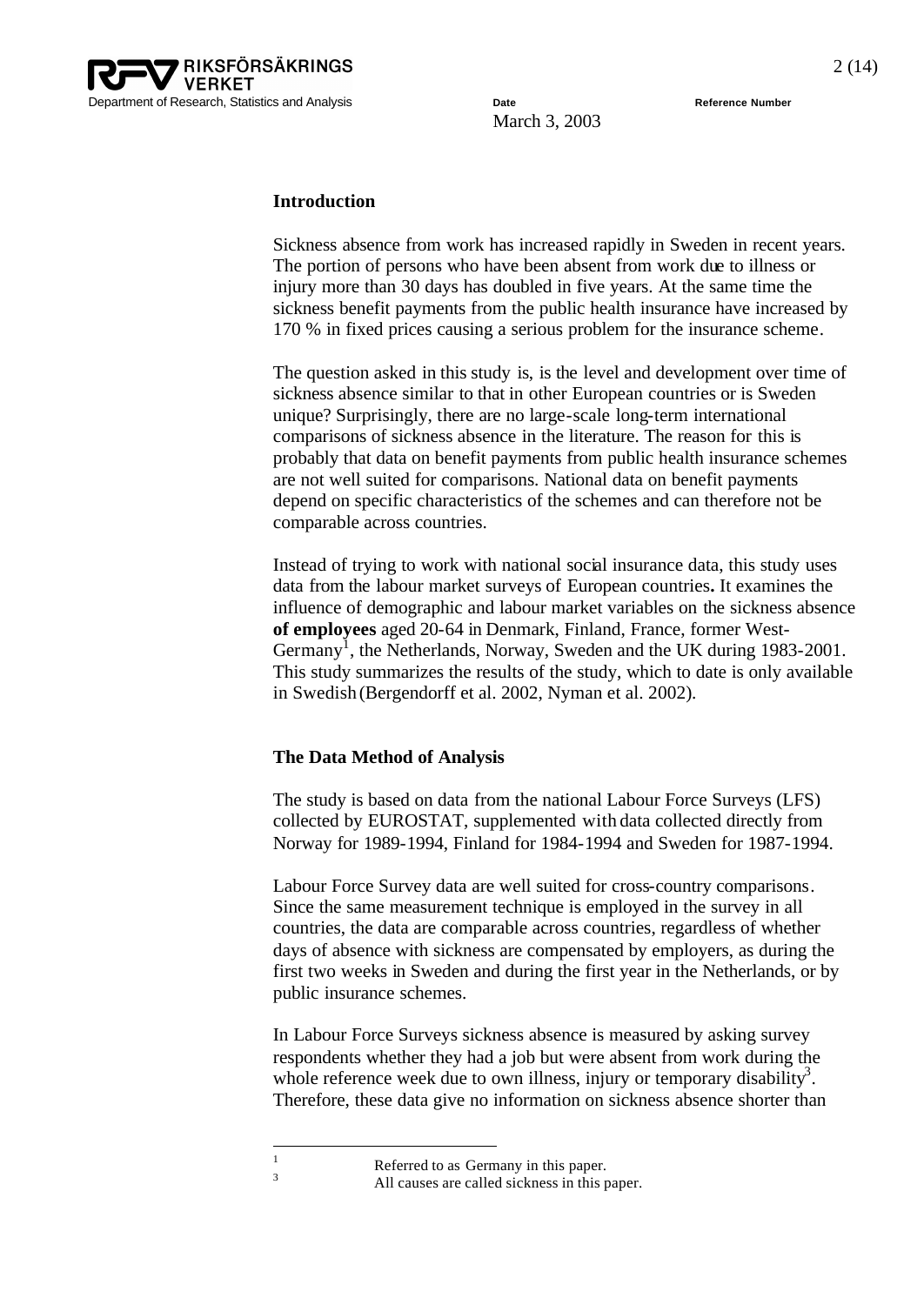## Introduction

Sickness absence from work has increased rapidly in Sweden in recent years. The portion of persons who have been absent from work due to illness or injury more than 30 days has doubled in five years. At the same time the sickness benefit payments from the public health insurance have increased by 170 % in fixed prices causing a serious problem for the insurance scheme.

The question asked in this study is, is the level and development over time of sickness absence similar to that in other European countries or is Sweden unique? Surprisingly, there are no large-scale long-term international comparisons of sickness absence in the literature. The reason for this is probably that data on benefit payments from public health insurance schemes are not well suited for comparisons. National data on benefit payments depend on specific characteristics of the schemes and can therefore not be comparable across countries.

Instead of trying to work with national social insurance data, this study uses data from the labour market surveys of European countries**.** It examines the influence of demographic and labour market variables on the sickness absence **of employees** aged 20-64 in Denmark, Finland, France, former West-Germany[1], the Netherlands, Norway, Sweden and the UK during 1983-2001. This study summarizes the results of the study, which to date is only available in Swedish (Bergendorff et al. 2002, Nyman et al. 2002).

## The Data Method of Analysis

The study is based on data from the national Labour Force Surveys (LFS) collected by EUROSTAT, supplemented with data collected directly from Norway for 1989-1994, Finland for 1984-1994 and Sweden for 1987-1994.

Labour Force Survey data are well suited for cross-country comparisons. Since the same measurement technique is employed in the survey in all countries, the data are comparable across countries, regardless of whether days of absence with sickness are compensated by employers, as during the first two weeks in Sweden and during the first year in the Netherlands, or by public insurance schemes.

In Labour Force Surveys sickness absence is measured by asking survey respondents whether they had a job but were absent from work during the whole reference week due to own illness, injury or temporary disability[3]. Therefore, these data give no information on sickness absence shorter than

---

[1] Referred to as Germany in this paper.

[3] All causes are called sickness in this paper.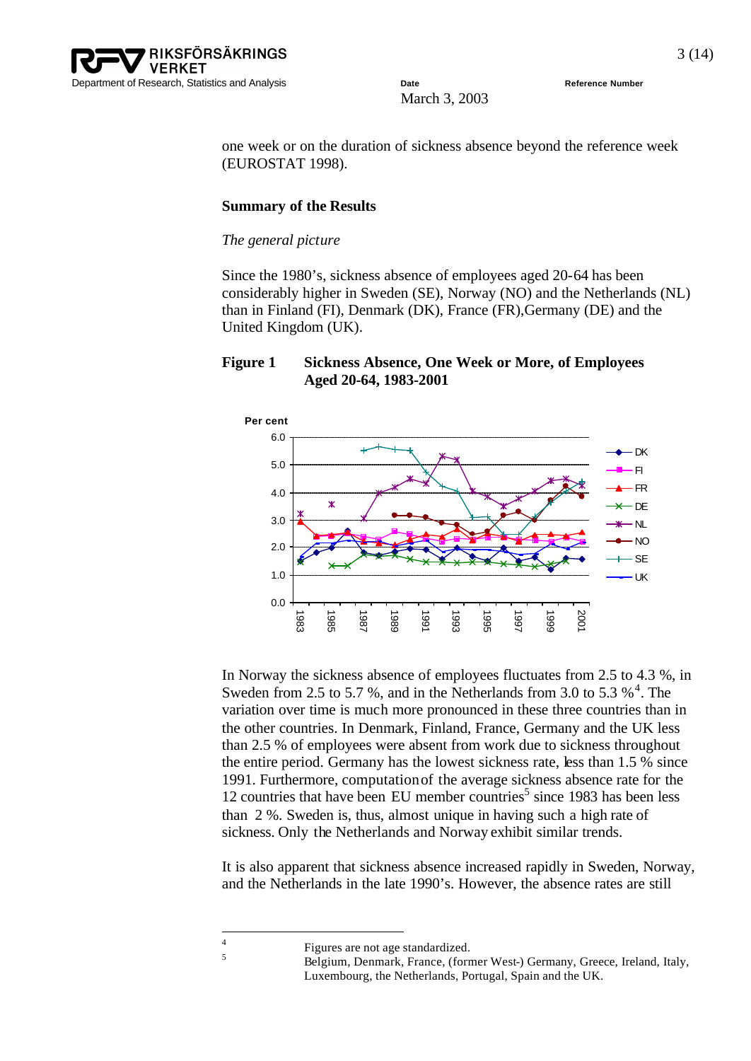one week or on the duration of sickness absence beyond the reference week (EUROSTAT 1998).

## Summary of the Results

*The general picture*

Since the 1980's, sickness absence of employees aged 20-64 has been considerably higher in Sweden (SE), Norway (NO) and the Netherlands (NL) than in Finland (FI), Denmark (DK), France (FR),Germany (DE) and the United Kingdom (UK).

**Figure 1 Sickness Absence, One Week or More, of Employees Aged 20-64, 1983-2001**

In Norway the sickness absence of employees fluctuates from 2.5 to 4.3 %, in Sweden from 2.5 to 5.7 %, and in the Netherlands from 3.0 to 5.3 %[4]. The variation over time is much more pronounced in these three countries than in the other countries. In Denmark, Finland, France, Germany and the UK less than 2.5 % of employees were absent from work due to sickness throughout the entire period. Germany has the lowest sickness rate, less than 1.5 % since 1991. Furthermore, computation of the average sickness absence rate for the 12 countries that have been EU member countries[5] since 1983 has been less than 2 %. Sweden is, thus, almost unique in having such a high rate of sickness. Only the Netherlands and Norway exhibit similar trends.

It is also apparent that sickness absence increased rapidly in Sweden, Norway, and the Netherlands in the late 1990's. However, the absence rates are still

---

[4] Figures are not age standardized.

[5] Belgium, Denmark, France, (former West-) Germany, Greece, Ireland, Italy, Luxembourg, the Netherlands, Portugal, Spain and the UK.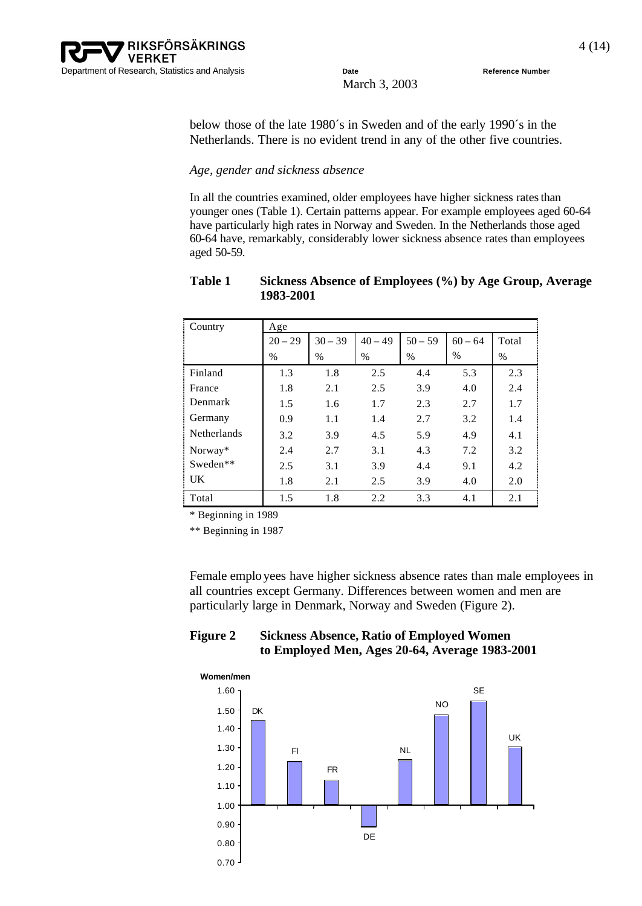below those of the late 1980´s in Sweden and of the early 1990´s in the Netherlands. There is no evident trend in any of the other five countries.

*Age, gender and sickness absence*

In all the countries examined, older employees have higher sickness rates than younger ones (Table 1). Certain patterns appear. For example employees aged 60-64 have particularly high rates in Norway and Sweden. In the Netherlands those aged 60-64 have, remarkably, considerably lower sickness absence rates than employees aged 50-59.

**Table 1 Sickness Absence of Employees (%) by Age Group, Average 1983-2001**

| Country | Age | | | | | |
|---|---|---|---|---|---|---|
| | 20 – 29 % | 30 – 39 % | 40 – 49 % | 50 – 59 % | 60 – 64 % | Total % |
| Finland | 1.3 | 1.8 | 2.5 | 4.4 | 5.3 | 2.3 |
| France | 1.8 | 2.1 | 2.5 | 3.9 | 4.0 | 2.4 |
| Denmark | 1.5 | 1.6 | 1.7 | 2.3 | 2.7 | 1.7 |
| Germany | 0.9 | 1.1 | 1.4 | 2.7 | 3.2 | 1.4 |
| Netherlands | 3.2 | 3.9 | 4.5 | 5.9 | 4.9 | 4.1 |
| Norway* | 2.4 | 2.7 | 3.1 | 4.3 | 7.2 | 3.2 |
| Sweden** | 2.5 | 3.1 | 3.9 | 4.4 | 9.1 | 4.2 |
| UK | 1.8 | 2.1 | 2.5 | 3.9 | 4.0 | 2.0 |
| Total | 1.5 | 1.8 | 2.2 | 3.3 | 4.1 | 2.1 |

\* Beginning in 1989

\** Beginning in 1987

Female employees have higher sickness absence rates than male employees in all countries except Germany. Differences between women and men are particularly large in Denmark, Norway and Sweden (Figure 2).

**Figure 2 Sickness Absence, Ratio of Employed Women to Employed Men, Ages 20-64, Average 1983-2001**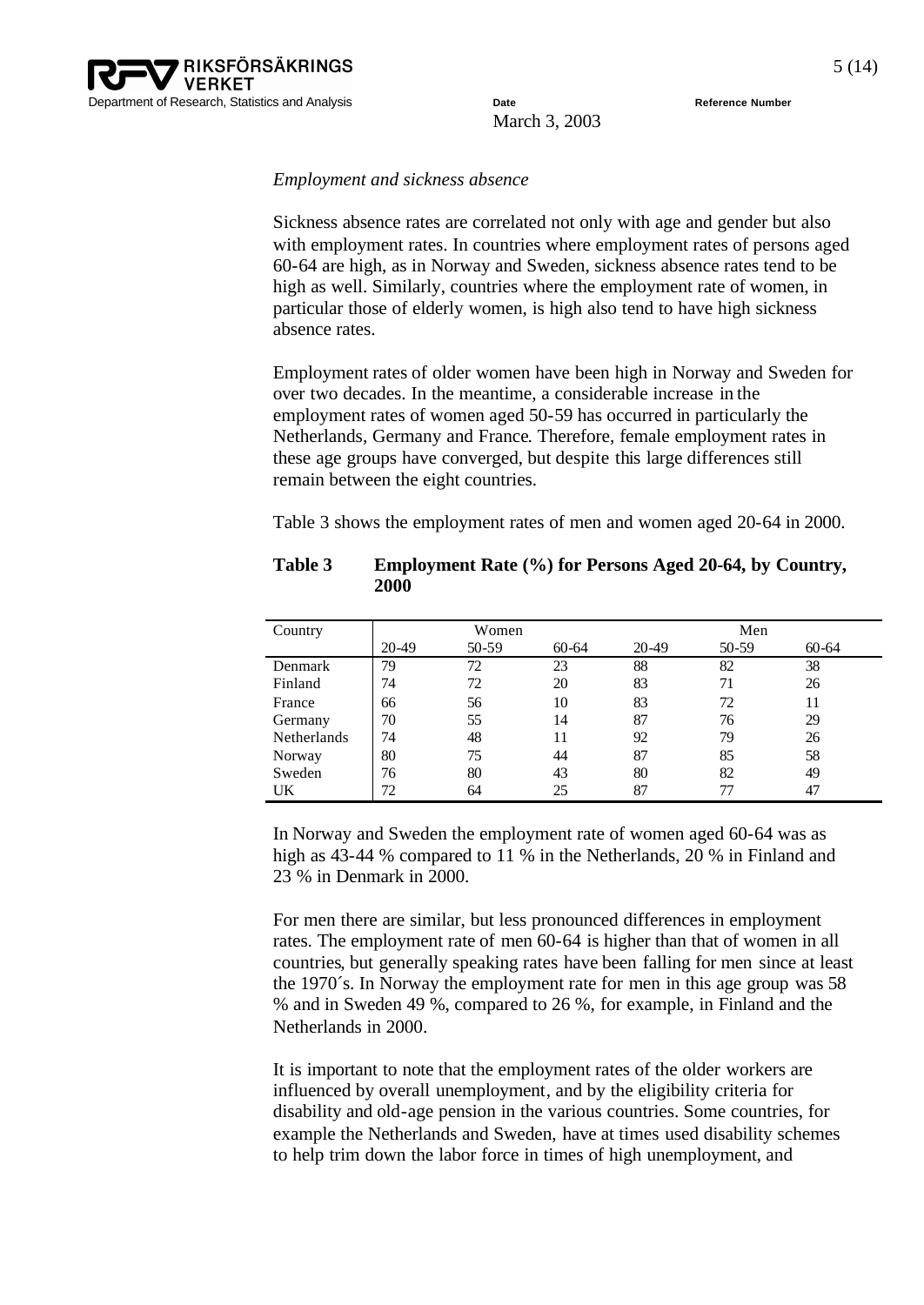*Employment and sickness absence*

Sickness absence rates are correlated not only with age and gender but also with employment rates. In countries where employment rates of persons aged 60-64 are high, as in Norway and Sweden, sickness absence rates tend to be high as well. Similarly, countries where the employment rate of women, in particular those of elderly women, is high also tend to have high sickness absence rates.

Employment rates of older women have been high in Norway and Sweden for over two decades. In the meantime, a considerable increase in the employment rates of women aged 50-59 has occurred in particularly the Netherlands, Germany and France. Therefore, female employment rates in these age groups have converged, but despite this large differences still remain between the eight countries.

Table 3 shows the employment rates of men and women aged 20-64 in 2000.

**Table 3 Employment Rate (%) for Persons Aged 20-64, by Country, 2000**

| Country | Women | | | Men | | |
|---|---|---|---|---|---|---|
| | 20-49 | 50-59 | 60-64 | 20-49 | 50-59 | 60-64 |
| Denmark | 79 | 72 | 23 | 88 | 82 | 38 |
| Finland | 74 | 72 | 20 | 83 | 71 | 26 |
| France | 66 | 56 | 10 | 83 | 72 | 11 |
| Germany | 70 | 55 | 14 | 87 | 76 | 29 |
| Netherlands | 74 | 48 | 11 | 92 | 79 | 26 |
| Norway | 80 | 75 | 44 | 87 | 85 | 58 |
| Sweden | 76 | 80 | 43 | 80 | 82 | 49 |
| UK | 72 | 64 | 25 | 87 | 77 | 47 |

In Norway and Sweden the employment rate of women aged 60-64 was as high as 43-44 % compared to 11 % in the Netherlands, 20 % in Finland and 23 % in Denmark in 2000.

For men there are similar, but less pronounced differences in employment rates. The employment rate of men 60-64 is higher than that of women in all countries, but generally speaking rates have been falling for men since at least the 1970´s. In Norway the employment rate for men in this age group was 58 % and in Sweden 49 %, compared to 26 %, for example, in Finland and the Netherlands in 2000.

It is important to note that the employment rates of the older workers are influenced by overall unemployment, and by the eligibility criteria for disability and old-age pension in the various countries. Some countries, for example the Netherlands and Sweden, have at times used disability schemes to help trim down the labor force in times of high unemployment, and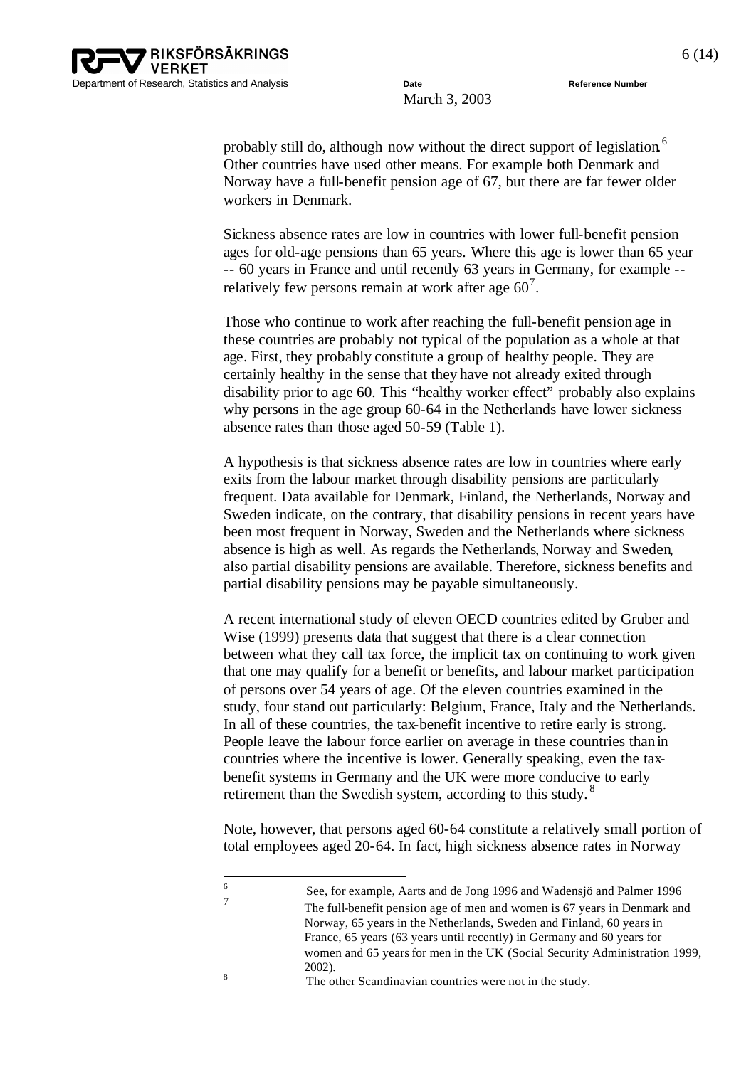probably still do, although now without the direct support of legislation.[6] Other countries have used other means. For example both Denmark and Norway have a full-benefit pension age of 67, but there are far fewer older workers in Denmark.

Sickness absence rates are low in countries with lower full-benefit pension ages for old-age pensions than 65 years. Where this age is lower than 65 year -- 60 years in France and until recently 63 years in Germany, for example -- relatively few persons remain at work after age 60[7].

Those who continue to work after reaching the full-benefit pension age in these countries are probably not typical of the population as a whole at that age. First, they probably constitute a group of healthy people. They are certainly healthy in the sense that they have not already exited through disability prior to age 60. This "healthy worker effect" probably also explains why persons in the age group 60-64 in the Netherlands have lower sickness absence rates than those aged 50-59 (Table 1).

A hypothesis is that sickness absence rates are low in countries where early exits from the labour market through disability pensions are particularly frequent. Data available for Denmark, Finland, the Netherlands, Norway and Sweden indicate, on the contrary, that disability pensions in recent years have been most frequent in Norway, Sweden and the Netherlands where sickness absence is high as well. As regards the Netherlands, Norway and Sweden, also partial disability pensions are available. Therefore, sickness benefits and partial disability pensions may be payable simultaneously.

A recent international study of eleven OECD countries edited by Gruber and Wise (1999) presents data that suggest that there is a clear connection between what they call tax force, the implicit tax on continuing to work given that one may qualify for a benefit or benefits, and labour market participation of persons over 54 years of age. Of the eleven countries examined in the study, four stand out particularly: Belgium, France, Italy and the Netherlands. In all of these countries, the tax-benefit incentive to retire early is strong. People leave the labour force earlier on average in these countries than in countries where the incentive is lower. Generally speaking, even the tax-benefit systems in Germany and the UK were more conducive to early retirement than the Swedish system, according to this study.[8]

Note, however, that persons aged 60-64 constitute a relatively small portion of total employees aged 20-64. In fact, high sickness absence rates in Norway

---

[6] See, for example, Aarts and de Jong 1996 and Wadensjö and Palmer 1996

[7] The full-benefit pension age of men and women is 67 years in Denmark and Norway, 65 years in the Netherlands, Sweden and Finland, 60 years in France, 65 years (63 years until recently) in Germany and 60 years for women and 65 years for men in the UK (Social Security Administration 1999, 2002).

[8] The other Scandinavian countries were not in the study.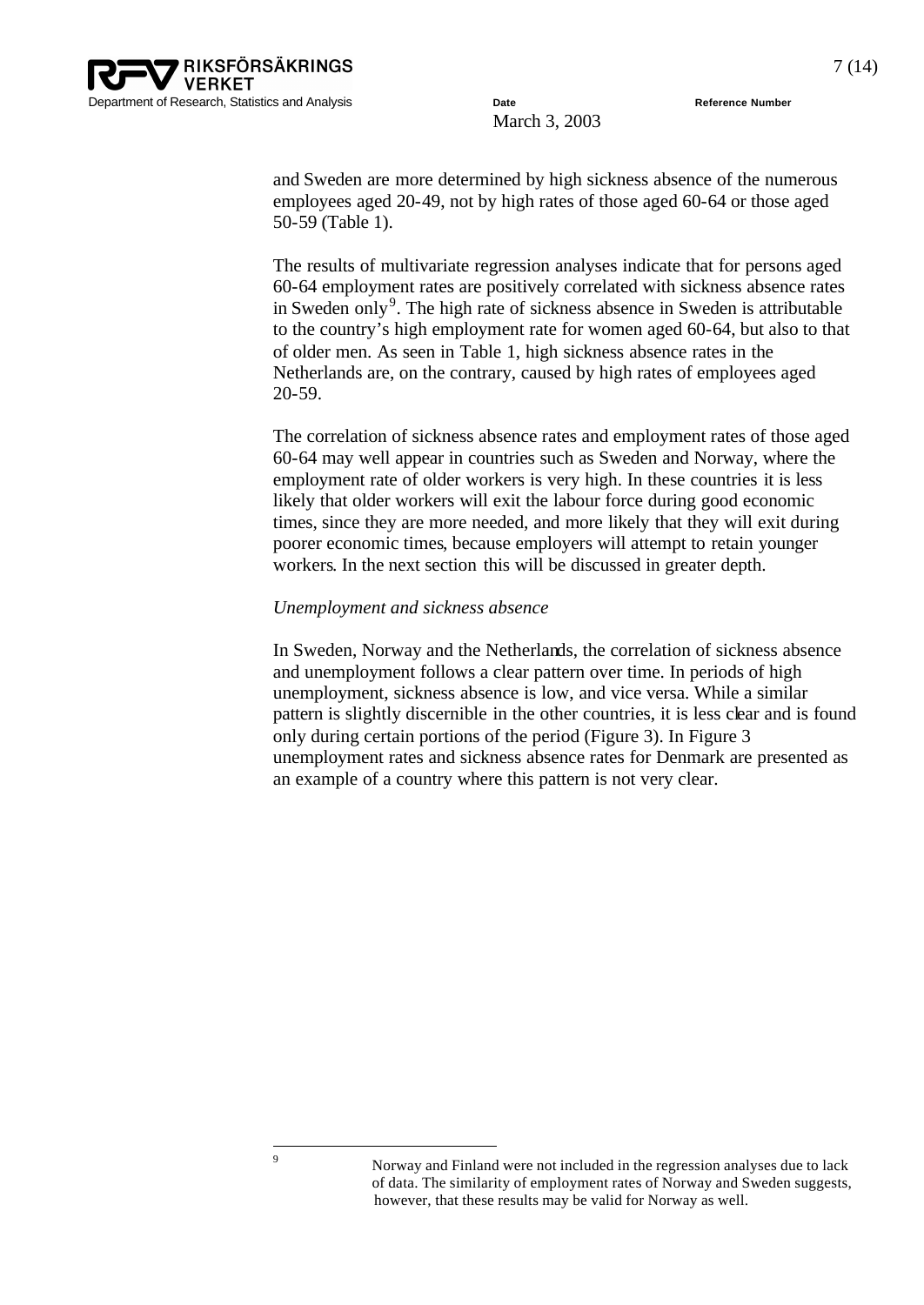and Sweden are more determined by high sickness absence of the numerous employees aged 20-49, not by high rates of those aged 60-64 or those aged 50-59 (Table 1).

The results of multivariate regression analyses indicate that for persons aged 60-64 employment rates are positively correlated with sickness absence rates in Sweden only[9]. The high rate of sickness absence in Sweden is attributable to the country's high employment rate for women aged 60-64, but also to that of older men. As seen in Table 1, high sickness absence rates in the Netherlands are, on the contrary, caused by high rates of employees aged 20-59.

The correlation of sickness absence rates and employment rates of those aged 60-64 may well appear in countries such as Sweden and Norway, where the employment rate of older workers is very high. In these countries it is less likely that older workers will exit the labour force during good economic times, since they are more needed, and more likely that they will exit during poorer economic times, because employers will attempt to retain younger workers. In the next section this will be discussed in greater depth.

*Unemployment and sickness absence*

In Sweden, Norway and the Netherlands, the correlation of sickness absence and unemployment follows a clear pattern over time. In periods of high unemployment, sickness absence is low, and vice versa. While a similar pattern is slightly discernible in the other countries, it is less clear and is found only during certain portions of the period (Figure 3). In Figure 3 unemployment rates and sickness absence rates for Denmark are presented as an example of a country where this pattern is not very clear.

---

[9] Norway and Finland were not included in the regression analyses due to lack of data. The similarity of employment rates of Norway and Sweden suggests, however, that these results may be valid for Norway as well.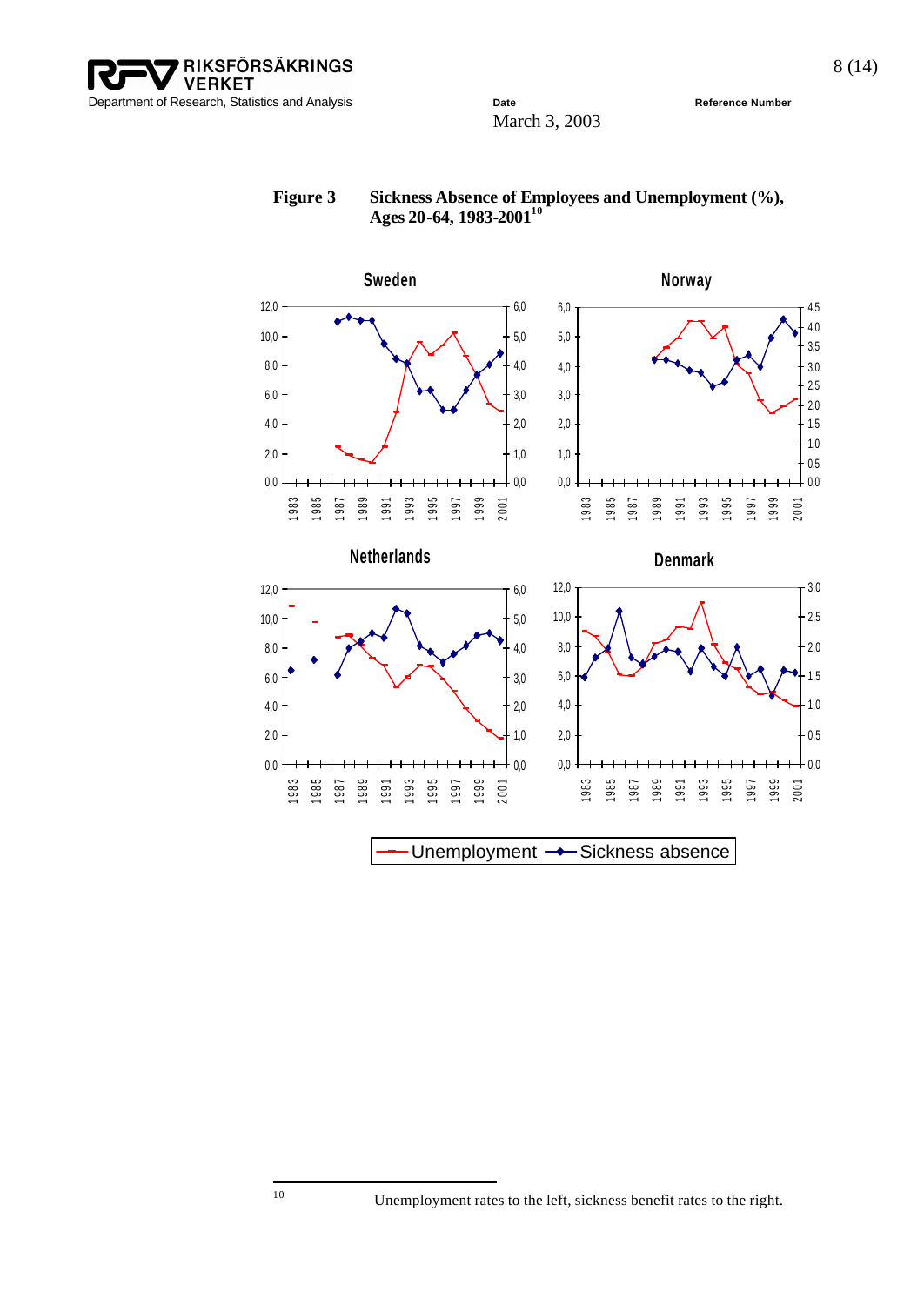**Figure 3 Sickness Absence of Employees and Unemployment (%), Ages 20-64, 1983-2001**[10]

[10] Unemployment rates to the left, sickness benefit rates to the right.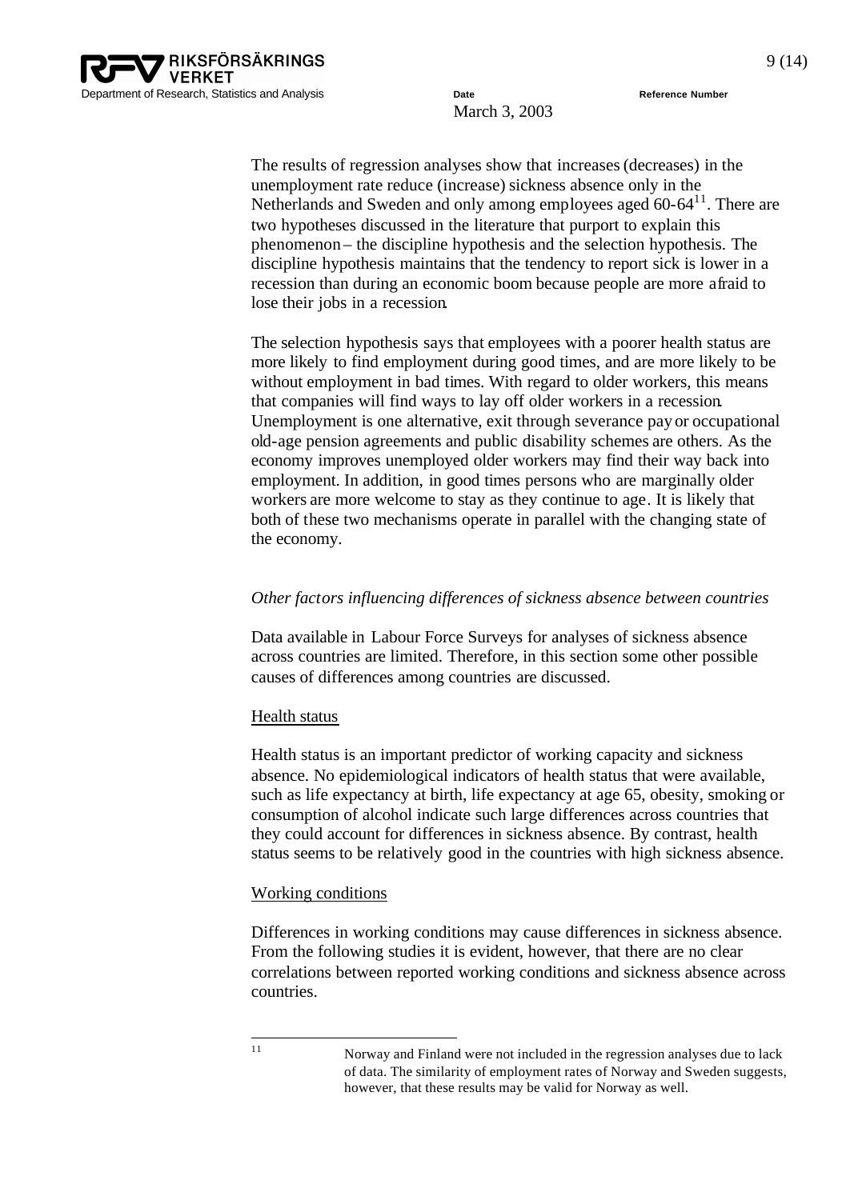The results of regression analyses show that increases (decreases) in the unemployment rate reduce (increase) sickness absence only in the Netherlands and Sweden and only among employees aged 60-64[11]. There are two hypotheses discussed in the literature that purport to explain this phenomenon – the discipline hypothesis and the selection hypothesis. The discipline hypothesis maintains that the tendency to report sick is lower in a recession than during an economic boom because people are more afraid to lose their jobs in a recession.

The selection hypothesis says that employees with a poorer health status are more likely to find employment during good times, and are more likely to be without employment in bad times. With regard to older workers, this means that companies will find ways to lay off older workers in a recession. Unemployment is one alternative, exit through severance pay or occupational old-age pension agreements and public disability schemes are others. As the economy improves unemployed older workers may find their way back into employment. In addition, in good times persons who are marginally older workers are more welcome to stay as they continue to age. It is likely that both of these two mechanisms operate in parallel with the changing state of the economy.

*Other factors influencing differences of sickness absence between countries*

Data available in Labour Force Surveys for analyses of sickness absence across countries are limited. Therefore, in this section some other possible causes of differences among countries are discussed.

Health status

Health status is an important predictor of working capacity and sickness absence. No epidemiological indicators of health status that were available, such as life expectancy at birth, life expectancy at age 65, obesity, smoking or consumption of alcohol indicate such large differences across countries that they could account for differences in sickness absence. By contrast, health status seems to be relatively good in the countries with high sickness absence.

Working conditions

Differences in working conditions may cause differences in sickness absence. From the following studies it is evident, however, that there are no clear correlations between reported working conditions and sickness absence across countries.

---

[11] Norway and Finland were not included in the regression analyses due to lack of data. The similarity of employment rates of Norway and Sweden suggests, however, that these results may be valid for Norway as well.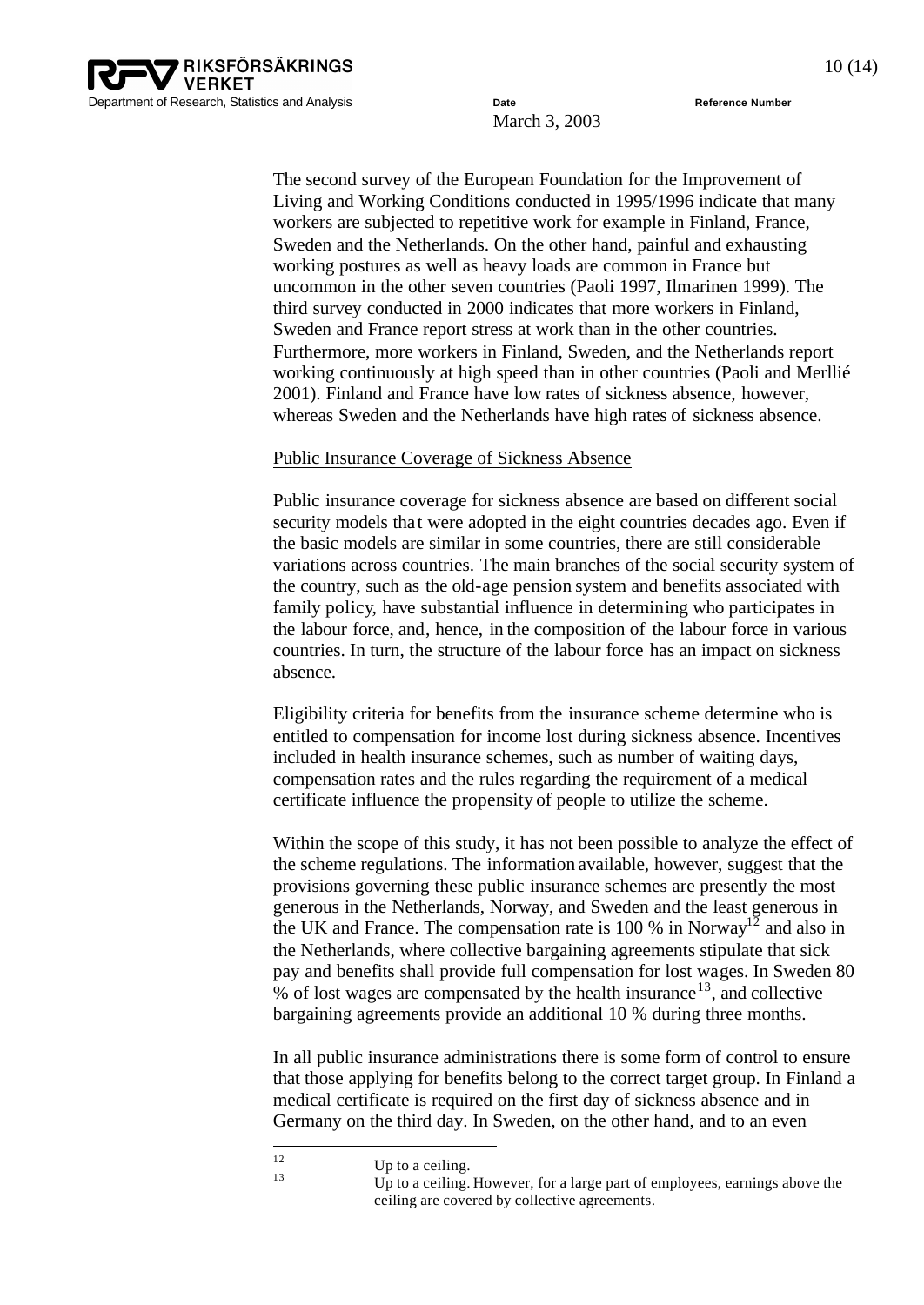The second survey of the European Foundation for the Improvement of Living and Working Conditions conducted in 1995/1996 indicate that many workers are subjected to repetitive work for example in Finland, France, Sweden and the Netherlands. On the other hand, painful and exhausting working postures as well as heavy loads are common in France but uncommon in the other seven countries (Paoli 1997, Ilmarinen 1999). The third survey conducted in 2000 indicates that more workers in Finland, Sweden and France report stress at work than in the other countries. Furthermore, more workers in Finland, Sweden, and the Netherlands report working continuously at high speed than in other countries (Paoli and Merllié 2001). Finland and France have low rates of sickness absence, however, whereas Sweden and the Netherlands have high rates of sickness absence.

Public Insurance Coverage of Sickness Absence

Public insurance coverage for sickness absence are based on different social security models that were adopted in the eight countries decades ago. Even if the basic models are similar in some countries, there are still considerable variations across countries. The main branches of the social security system of the country, such as the old-age pension system and benefits associated with family policy, have substantial influence in determining who participates in the labour force, and, hence, in the composition of the labour force in various countries. In turn, the structure of the labour force has an impact on sickness absence.

Eligibility criteria for benefits from the insurance scheme determine who is entitled to compensation for income lost during sickness absence. Incentives included in health insurance schemes, such as number of waiting days, compensation rates and the rules regarding the requirement of a medical certificate influence the propensity of people to utilize the scheme.

Within the scope of this study, it has not been possible to analyze the effect of the scheme regulations. The information available, however, suggest that the provisions governing these public insurance schemes are presently the most generous in the Netherlands, Norway, and Sweden and the least generous in the UK and France. The compensation rate is 100 % in Norway[12] and also in the Netherlands, where collective bargaining agreements stipulate that sick pay and benefits shall provide full compensation for lost wages. In Sweden 80 % of lost wages are compensated by the health insurance[13], and collective bargaining agreements provide an additional 10 % during three months.

In all public insurance administrations there is some form of control to ensure that those applying for benefits belong to the correct target group. In Finland a medical certificate is required on the first day of sickness absence and in Germany on the third day. In Sweden, on the other hand, and to an even

---

[12] Up to a ceiling.

[13] Up to a ceiling. However, for a large part of employees, earnings above the ceiling are covered by collective agreements.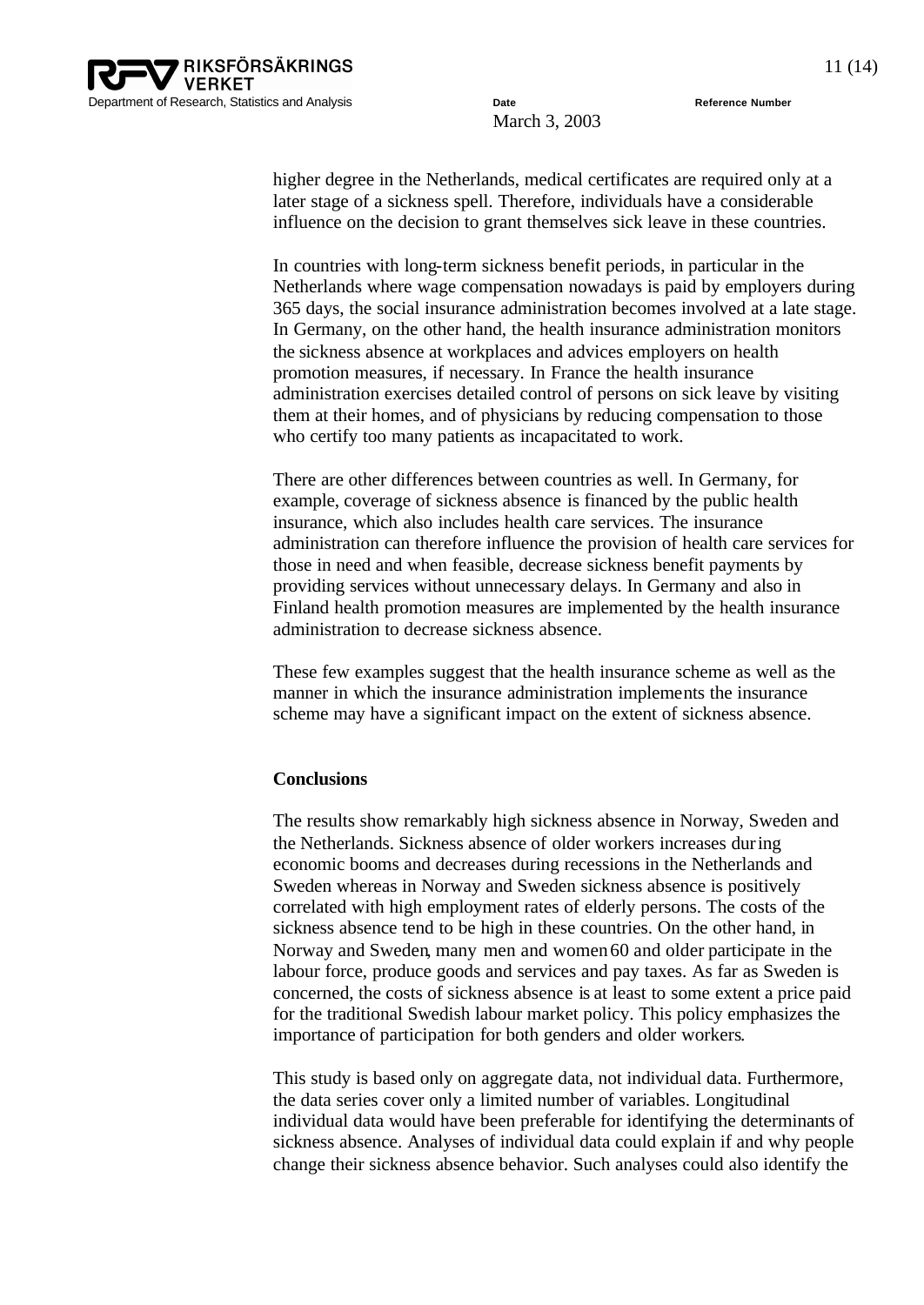higher degree in the Netherlands, medical certificates are required only at a later stage of a sickness spell. Therefore, individuals have a considerable influence on the decision to grant themselves sick leave in these countries.

In countries with long-term sickness benefit periods, in particular in the Netherlands where wage compensation nowadays is paid by employers during 365 days, the social insurance administration becomes involved at a late stage. In Germany, on the other hand, the health insurance administration monitors the sickness absence at workplaces and advices employers on health promotion measures, if necessary. In France the health insurance administration exercises detailed control of persons on sick leave by visiting them at their homes, and of physicians by reducing compensation to those who certify too many patients as incapacitated to work.

There are other differences between countries as well. In Germany, for example, coverage of sickness absence is financed by the public health insurance, which also includes health care services. The insurance administration can therefore influence the provision of health care services for those in need and when feasible, decrease sickness benefit payments by providing services without unnecessary delays. In Germany and also in Finland health promotion measures are implemented by the health insurance administration to decrease sickness absence.

These few examples suggest that the health insurance scheme as well as the manner in which the insurance administration implements the insurance scheme may have a significant impact on the extent of sickness absence.

**Conclusions**

The results show remarkably high sickness absence in Norway, Sweden and the Netherlands. Sickness absence of older workers increases during economic booms and decreases during recessions in the Netherlands and Sweden whereas in Norway and Sweden sickness absence is positively correlated with high employment rates of elderly persons. The costs of the sickness absence tend to be high in these countries. On the other hand, in Norway and Sweden, many men and women 60 and older participate in the labour force, produce goods and services and pay taxes. As far as Sweden is concerned, the costs of sickness absence is at least to some extent a price paid for the traditional Swedish labour market policy. This policy emphasizes the importance of participation for both genders and older workers.

This study is based only on aggregate data, not individual data. Furthermore, the data series cover only a limited number of variables. Longitudinal individual data would have been preferable for identifying the determinants of sickness absence. Analyses of individual data could explain if and why people change their sickness absence behavior. Such analyses could also identify the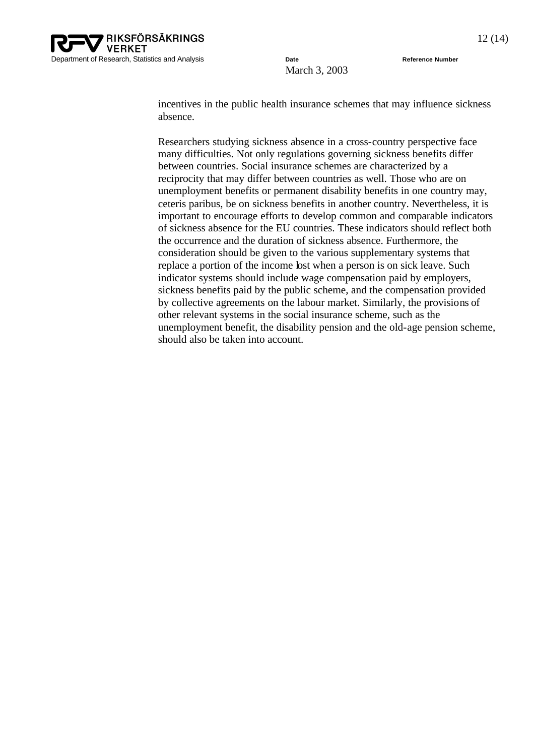incentives in the public health insurance schemes that may influence sickness absence.

Researchers studying sickness absence in a cross-country perspective face many difficulties. Not only regulations governing sickness benefits differ between countries. Social insurance schemes are characterized by a reciprocity that may differ between countries as well. Those who are on unemployment benefits or permanent disability benefits in one country may, ceteris paribus, be on sickness benefits in another country. Nevertheless, it is important to encourage efforts to develop common and comparable indicators of sickness absence for the EU countries. These indicators should reflect both the occurrence and the duration of sickness absence. Furthermore, the consideration should be given to the various supplementary systems that replace a portion of the income lost when a person is on sick leave. Such indicator systems should include wage compensation paid by employers, sickness benefits paid by the public scheme, and the compensation provided by collective agreements on the labour market. Similarly, the provisions of other relevant systems in the social insurance scheme, such as the unemployment benefit, the disability pension and the old-age pension scheme, should also be taken into account.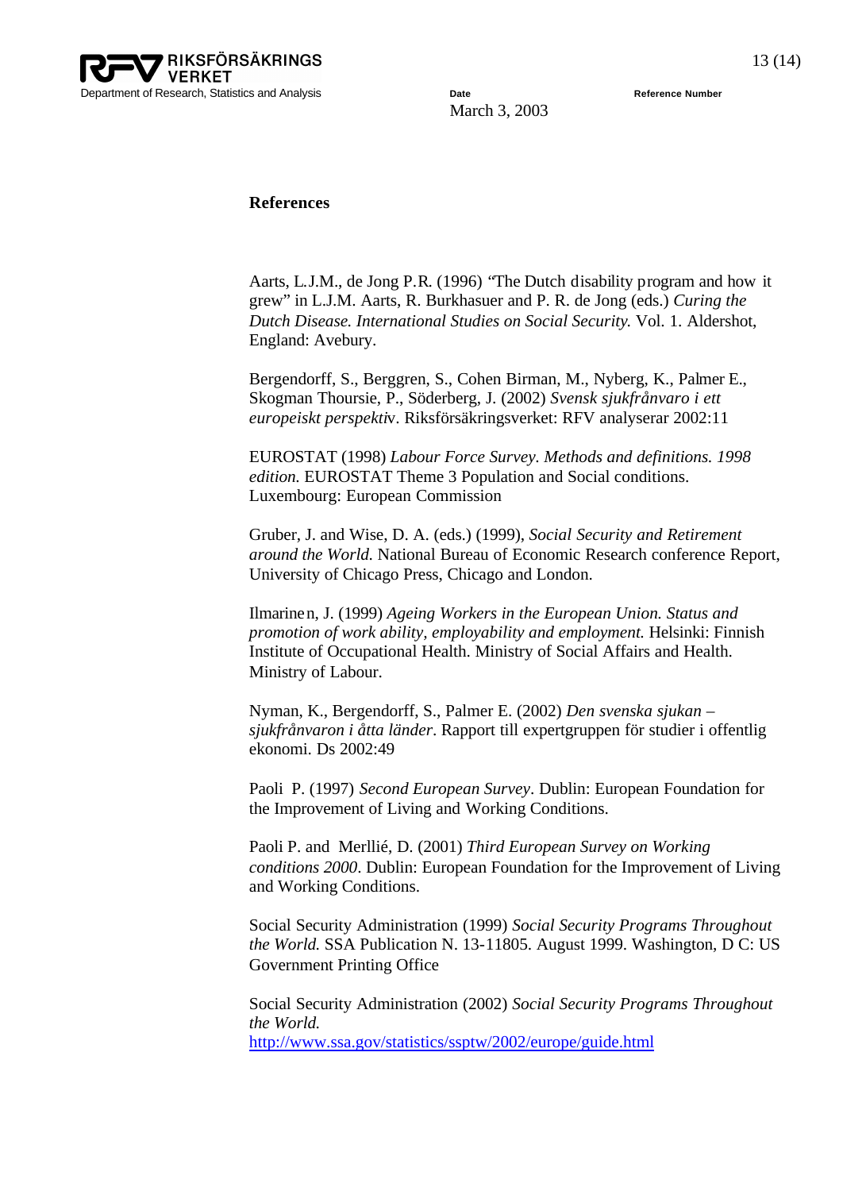## References

Aarts, L.J.M., de Jong P.R. (1996) "The Dutch disability program and how it grew" in L.J.M. Aarts, R. Burkhasuer and P. R. de Jong (eds.) *Curing the Dutch Disease. International Studies on Social Security.* Vol. 1. Aldershot, England: Avebury.

Bergendorff, S., Berggren, S., Cohen Birman, M., Nyberg, K., Palmer E., Skogman Thoursie, P., Söderberg, J. (2002) *Svensk sjukfrånvaro i ett europeiskt perspektiv*. Riksförsäkringsverket: RFV analyserar 2002:11

EUROSTAT (1998) *Labour Force Survey. Methods and definitions. 1998 edition.* EUROSTAT Theme 3 Population and Social conditions. Luxembourg: European Commission

Gruber, J. and Wise, D. A. (eds.) (1999), *Social Security and Retirement around the World.* National Bureau of Economic Research conference Report, University of Chicago Press, Chicago and London.

Ilmarinen, J. (1999) *Ageing Workers in the European Union. Status and promotion of work ability, employability and employment.* Helsinki: Finnish Institute of Occupational Health. Ministry of Social Affairs and Health. Ministry of Labour.

Nyman, K., Bergendorff, S., Palmer E. (2002) *Den svenska sjukan – sjukfrånvaron i åtta länder*. Rapport till expertgruppen för studier i offentlig ekonomi. Ds 2002:49

Paoli P. (1997) *Second European Survey*. Dublin: European Foundation for the Improvement of Living and Working Conditions.

Paoli P. and Merllié, D. (2001) *Third European Survey on Working conditions 2000*. Dublin: European Foundation for the Improvement of Living and Working Conditions.

Social Security Administration (1999) *Social Security Programs Throughout the World.* SSA Publication N. 13-11805. August 1999. Washington, D C: US Government Printing Office

Social Security Administration (2002) *Social Security Programs Throughout the World.*
http://www.ssa.gov/statistics/ssptw/2002/europe/guide.html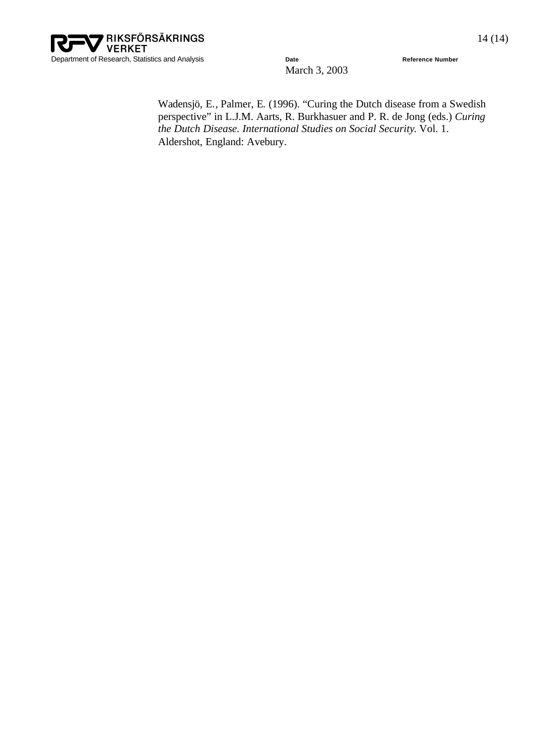Wadensjö, E., Palmer, E. (1996). "Curing the Dutch disease from a Swedish perspective" in L.J.M. Aarts, R. Burkhasuer and P. R. de Jong (eds.) *Curing the Dutch Disease. International Studies on Social Security.* Vol. 1. Aldershot, England: Avebury.